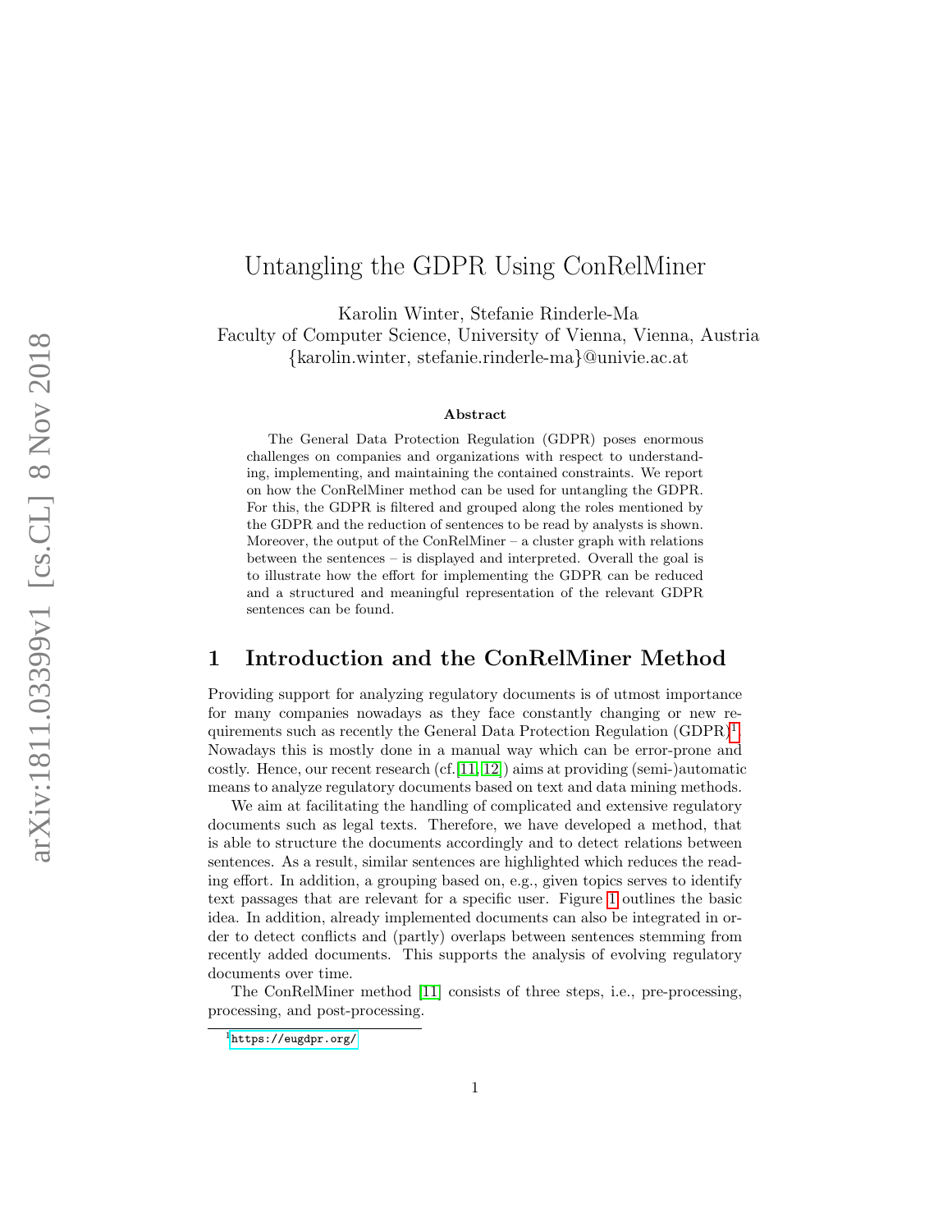# Untangling the GDPR Using ConRelMiner

Karolin Winter, Stefanie Rinderle-Ma
Faculty of Computer Science, University of Vienna, Vienna, Austria
{karolin.winter, stefanie.rinderle-ma}@univie.ac.at

**Abstract**

The General Data Protection Regulation (GDPR) poses enormous challenges on companies and organizations with respect to understanding, implementing, and maintaining the contained constraints. We report on how the ConRelMiner method can be used for untangling the GDPR. For this, the GDPR is filtered and grouped along the roles mentioned by the GDPR and the reduction of sentences to be read by analysts is shown. Moreover, the output of the ConRelMiner – a cluster graph with relations between the sentences – is displayed and interpreted. Overall the goal is to illustrate how the effort for implementing the GDPR can be reduced and a structured and meaningful representation of the relevant GDPR sentences can be found.

## 1 Introduction and the ConRelMiner Method

Providing support for analyzing regulatory documents is of utmost importance for many companies nowadays as they face constantly changing or new requirements such as recently the General Data Protection Regulation (GDPR)[1]. Nowadays this is mostly done in a manual way which can be error-prone and costly. Hence, our recent research (cf. [11, 12]) aims at providing (semi-)automatic means to analyze regulatory documents based on text and data mining methods.

We aim at facilitating the handling of complicated and extensive regulatory documents such as legal texts. Therefore, we have developed a method, that is able to structure the documents accordingly and to detect relations between sentences. As a result, similar sentences are highlighted which reduces the reading effort. In addition, a grouping based on, e.g., given topics serves to identify text passages that are relevant for a specific user. Figure 1 outlines the basic idea. In addition, already implemented documents can also be integrated in order to detect conflicts and (partly) overlaps between sentences stemming from recently added documents. This supports the analysis of evolving regulatory documents over time.

The ConRelMiner method [11] consists of three steps, i.e., pre-processing, processing, and post-processing.

[1] https://eugdpr.org/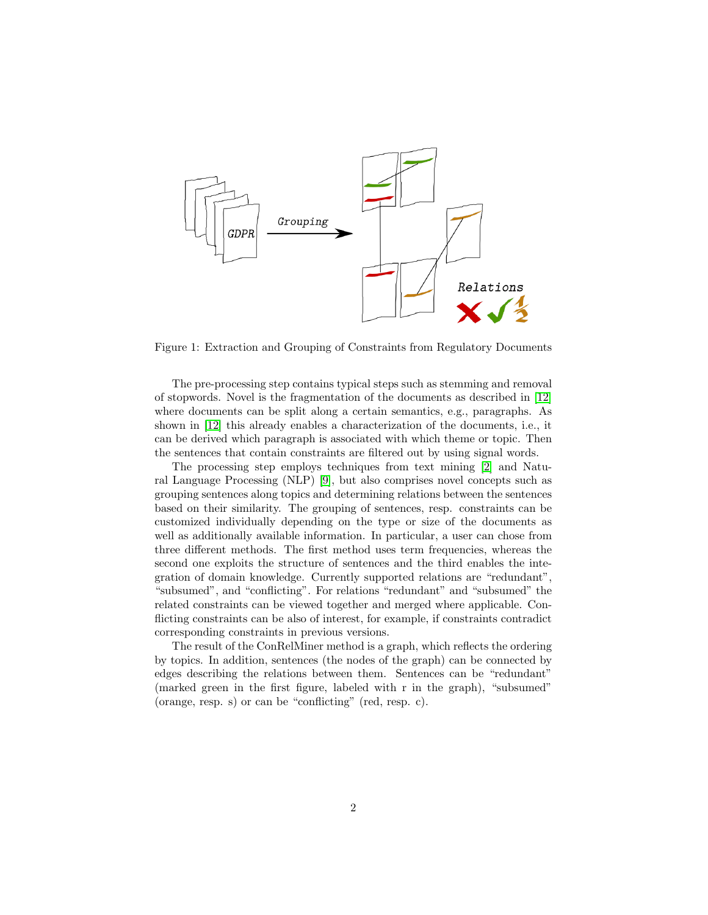Figure 1: Extraction and Grouping of Constraints from Regulatory Documents

The pre-processing step contains typical steps such as stemming and removal of stopwords. Novel is the fragmentation of the documents as described in [12] where documents can be split along a certain semantics, e.g., paragraphs. As shown in [12] this already enables a characterization of the documents, i.e., it can be derived which paragraph is associated with which theme or topic. Then the sentences that contain constraints are filtered out by using signal words.

The processing step employs techniques from text mining [2] and Natural Language Processing (NLP) [9], but also comprises novel concepts such as grouping sentences along topics and determining relations between the sentences based on their similarity. The grouping of sentences, resp. constraints can be customized individually depending on the type or size of the documents as well as additionally available information. In particular, a user can chose from three different methods. The first method uses term frequencies, whereas the second one exploits the structure of sentences and the third enables the integration of domain knowledge. Currently supported relations are "redundant", "subsumed", and "conflicting". For relations "redundant" and "subsumed" the related constraints can be viewed together and merged where applicable. Conflicting constraints can be also of interest, for example, if constraints contradict corresponding constraints in previous versions.

The result of the ConRelMiner method is a graph, which reflects the ordering by topics. In addition, sentences (the nodes of the graph) can be connected by edges describing the relations between them. Sentences can be "redundant" (marked green in the first figure, labeled with r in the graph), "subsumed" (orange, resp. s) or can be "conflicting" (red, resp. c).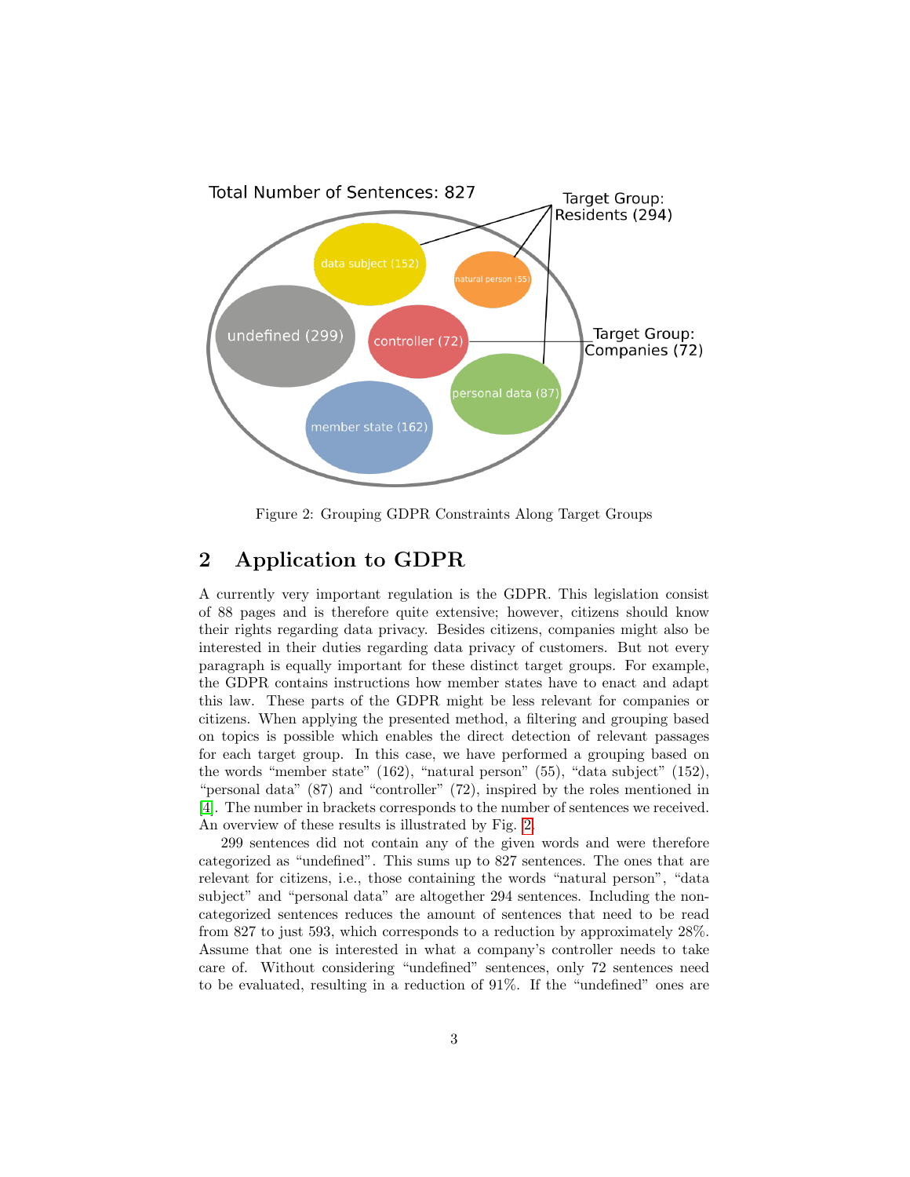Figure 2: Grouping GDPR Constraints Along Target Groups

## 2 Application to GDPR

A currently very important regulation is the GDPR. This legislation consist of 88 pages and is therefore quite extensive; however, citizens should know their rights regarding data privacy. Besides citizens, companies might also be interested in their duties regarding data privacy of customers. But not every paragraph is equally important for these distinct target groups. For example, the GDPR contains instructions how member states have to enact and adapt this law. These parts of the GDPR might be less relevant for companies or citizens. When applying the presented method, a filtering and grouping based on topics is possible which enables the direct detection of relevant passages for each target group. In this case, we have performed a grouping based on the words "member state" (162), "natural person" (55), "data subject" (152), "personal data" (87) and "controller" (72), inspired by the roles mentioned in [4]. The number in brackets corresponds to the number of sentences we received. An overview of these results is illustrated by Fig. 2.

299 sentences did not contain any of the given words and were therefore categorized as "undefined". This sums up to 827 sentences. The ones that are relevant for citizens, i.e., those containing the words "natural person", "data subject" and "personal data" are altogether 294 sentences. Including the non-categorized sentences reduces the amount of sentences that need to be read from 827 to just 593, which corresponds to a reduction by approximately 28%. Assume that one is interested in what a company's controller needs to take care of. Without considering "undefined" sentences, only 72 sentences need to be evaluated, resulting in a reduction of 91%. If the "undefined" ones are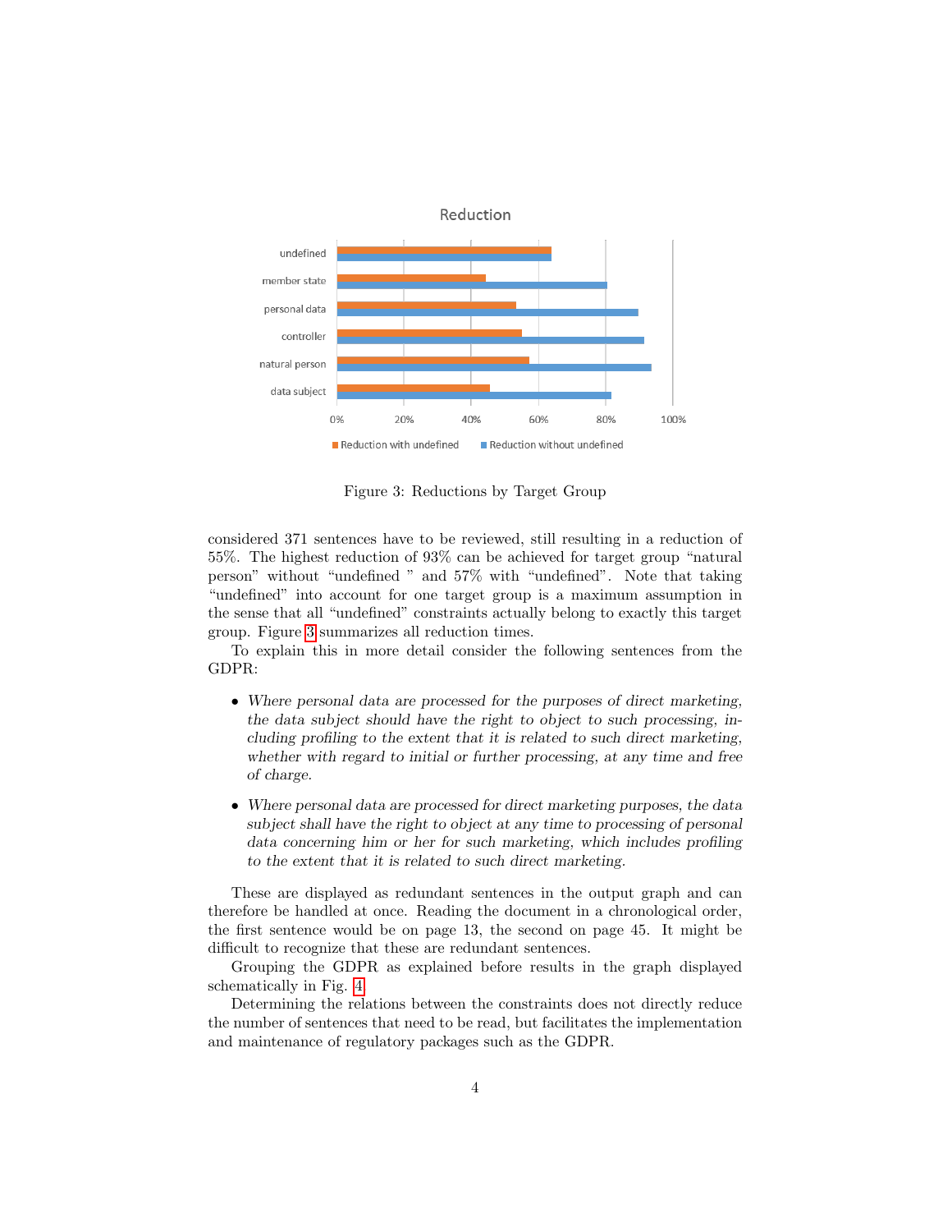Figure 3: Reductions by Target Group

considered 371 sentences have to be reviewed, still resulting in a reduction of 55%. The highest reduction of 93% can be achieved for target group "natural person" without "undefined " and 57% with "undefined". Note that taking "undefined" into account for one target group is a maximum assumption in the sense that all "undefined" constraints actually belong to exactly this target group. Figure 3 summarizes all reduction times.

To explain this in more detail consider the following sentences from the GDPR:

- *Where personal data are processed for the purposes of direct marketing, the data subject should have the right to object to such processing, including profiling to the extent that it is related to such direct marketing, whether with regard to initial or further processing, at any time and free of charge.*
- *Where personal data are processed for direct marketing purposes, the data subject shall have the right to object at any time to processing of personal data concerning him or her for such marketing, which includes profiling to the extent that it is related to such direct marketing.*

These are displayed as redundant sentences in the output graph and can therefore be handled at once. Reading the document in a chronological order, the first sentence would be on page 13, the second on page 45. It might be difficult to recognize that these are redundant sentences.

Grouping the GDPR as explained before results in the graph displayed schematically in Fig. 4

Determining the relations between the constraints does not directly reduce the number of sentences that need to be read, but facilitates the implementation and maintenance of regulatory packages such as the GDPR.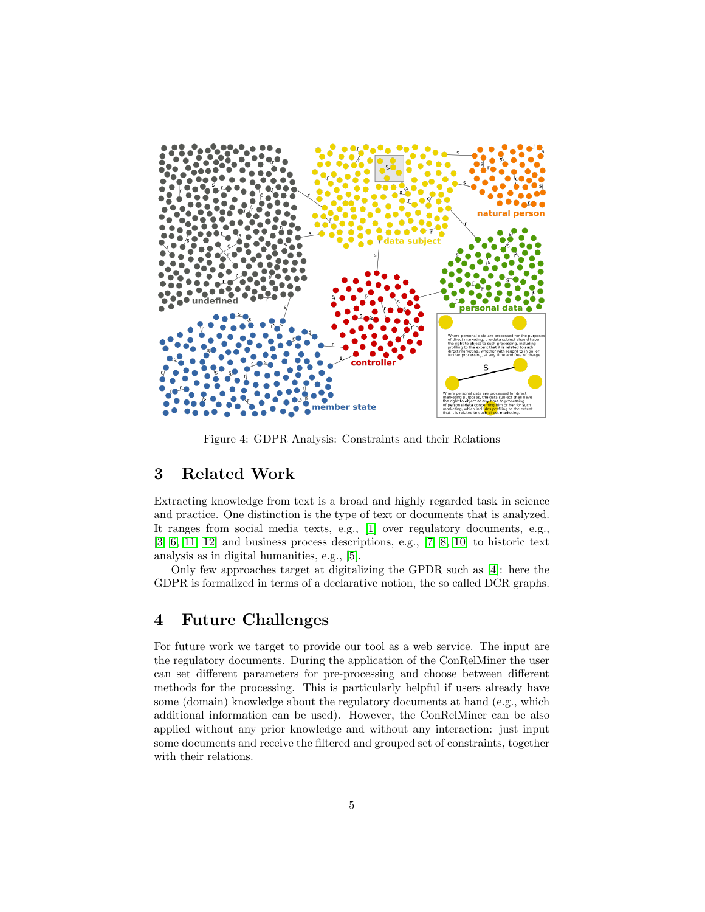Figure 4: GDPR Analysis: Constraints and their Relations

## 3 Related Work

Extracting knowledge from text is a broad and highly regarded task in science and practice. One distinction is the type of text or documents that is analyzed. It ranges from social media texts, e.g., [1] over regulatory documents, e.g., [3, 6, 11, 12] and business process descriptions, e.g., [7, 8, 10] to historic text analysis as in digital humanities, e.g., [5].

Only few approaches target at digitalizing the GPDR such as [4]: here the GDPR is formalized in terms of a declarative notion, the so called DCR graphs.

## 4 Future Challenges

For future work we target to provide our tool as a web service. The input are the regulatory documents. During the application of the ConRelMiner the user can set different parameters for pre-processing and choose between different methods for the processing. This is particularly helpful if users already have some (domain) knowledge about the regulatory documents at hand (e.g., which additional information can be used). However, the ConRelMiner can be also applied without any prior knowledge and without any interaction: just input some documents and receive the filtered and grouped set of constraints, together with their relations.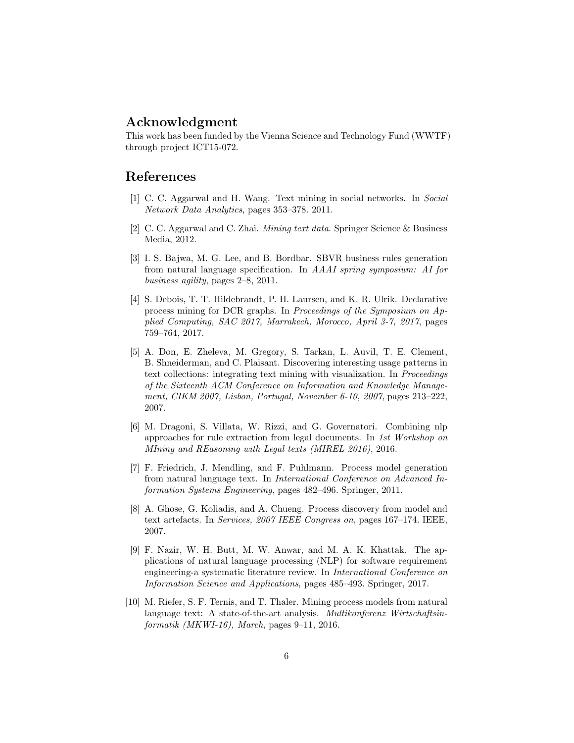## Acknowledgment

This work has been funded by the Vienna Science and Technology Fund (WWTF) through project ICT15-072.

## References

[1] C. C. Aggarwal and H. Wang. Text mining in social networks. In *Social Network Data Analytics*, pages 353–378. 2011.

[2] C. C. Aggarwal and C. Zhai. *Mining text data*. Springer Science & Business Media, 2012.

[3] I. S. Bajwa, M. G. Lee, and B. Bordbar. SBVR business rules generation from natural language specification. In *AAAI spring symposium: AI for business agility*, pages 2–8, 2011.

[4] S. Debois, T. T. Hildebrandt, P. H. Laursen, and K. R. Ulrik. Declarative process mining for DCR graphs. In *Proceedings of the Symposium on Applied Computing, SAC 2017, Marrakech, Morocco, April 3-7, 2017*, pages 759–764, 2017.

[5] A. Don, E. Zheleva, M. Gregory, S. Tarkan, L. Auvil, T. E. Clement, B. Shneiderman, and C. Plaisant. Discovering interesting usage patterns in text collections: integrating text mining with visualization. In *Proceedings of the Sixteenth ACM Conference on Information and Knowledge Management, CIKM 2007, Lisbon, Portugal, November 6-10, 2007*, pages 213–222, 2007.

[6] M. Dragoni, S. Villata, W. Rizzi, and G. Governatori. Combining nlp approaches for rule extraction from legal documents. In *1st Workshop on MIning and REasoning with Legal texts (MIREL 2016)*, 2016.

[7] F. Friedrich, J. Mendling, and F. Puhlmann. Process model generation from natural language text. In *International Conference on Advanced Information Systems Engineering*, pages 482–496. Springer, 2011.

[8] A. Ghose, G. Koliadis, and A. Chueng. Process discovery from model and text artefacts. In *Services, 2007 IEEE Congress on*, pages 167–174. IEEE, 2007.

[9] F. Nazir, W. H. Butt, M. W. Anwar, and M. A. K. Khattak. The applications of natural language processing (NLP) for software requirement engineering-a systematic literature review. In *International Conference on Information Science and Applications*, pages 485–493. Springer, 2017.

[10] M. Riefer, S. F. Ternis, and T. Thaler. Mining process models from natural language text: A state-of-the-art analysis. *Multikonferenz Wirtschaftsinformatik (MKWI-16), March*, pages 9–11, 2016.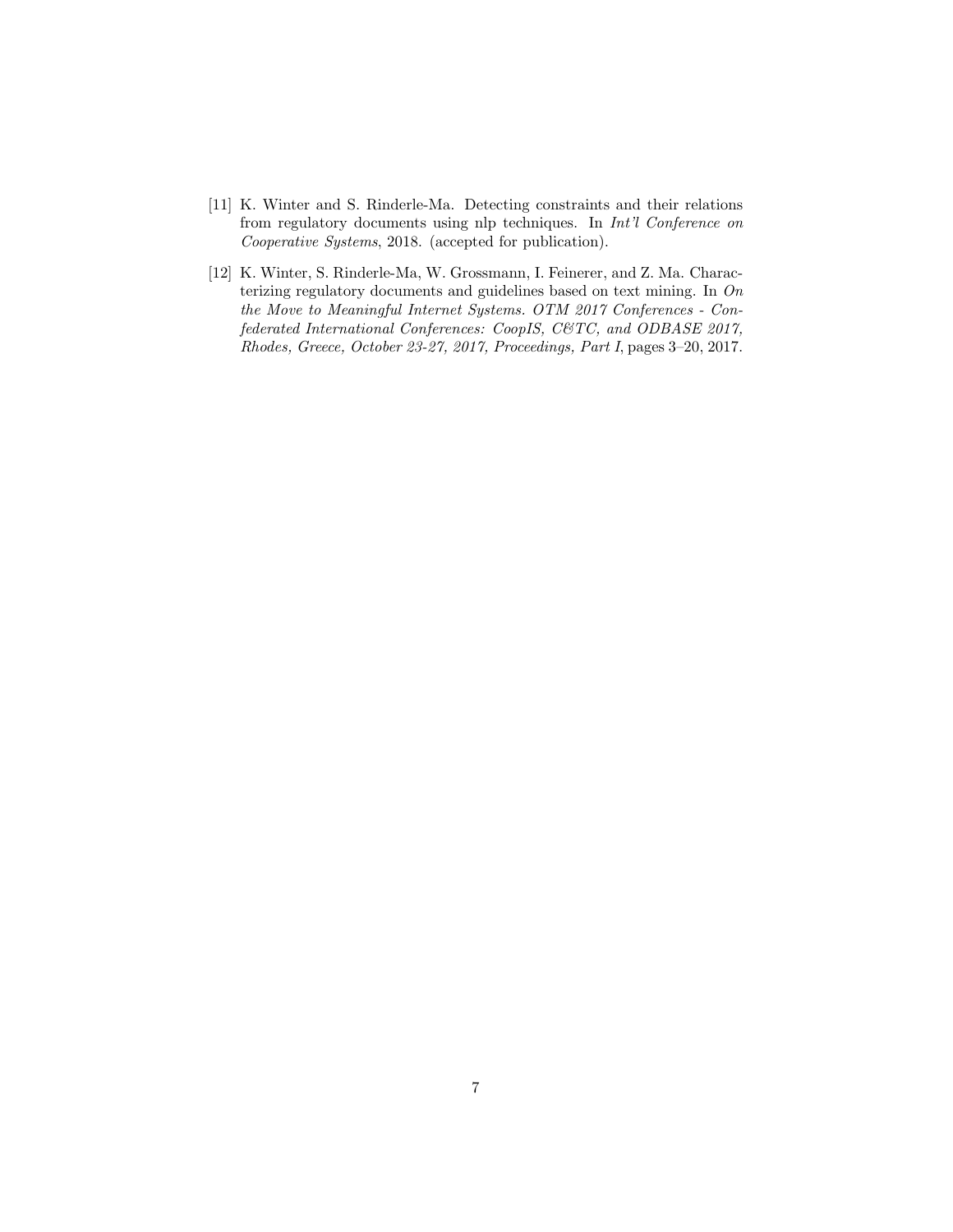[11] K. Winter and S. Rinderle-Ma. Detecting constraints and their relations from regulatory documents using nlp techniques. In *Int'l Conference on Cooperative Systems*, 2018. (accepted for publication).

[12] K. Winter, S. Rinderle-Ma, W. Grossmann, I. Feinerer, and Z. Ma. Characterizing regulatory documents and guidelines based on text mining. In *On the Move to Meaningful Internet Systems. OTM 2017 Conferences - Confederated International Conferences: CoopIS, C&TC, and ODBASE 2017, Rhodes, Greece, October 23-27, 2017, Proceedings, Part I*, pages 3–20, 2017.